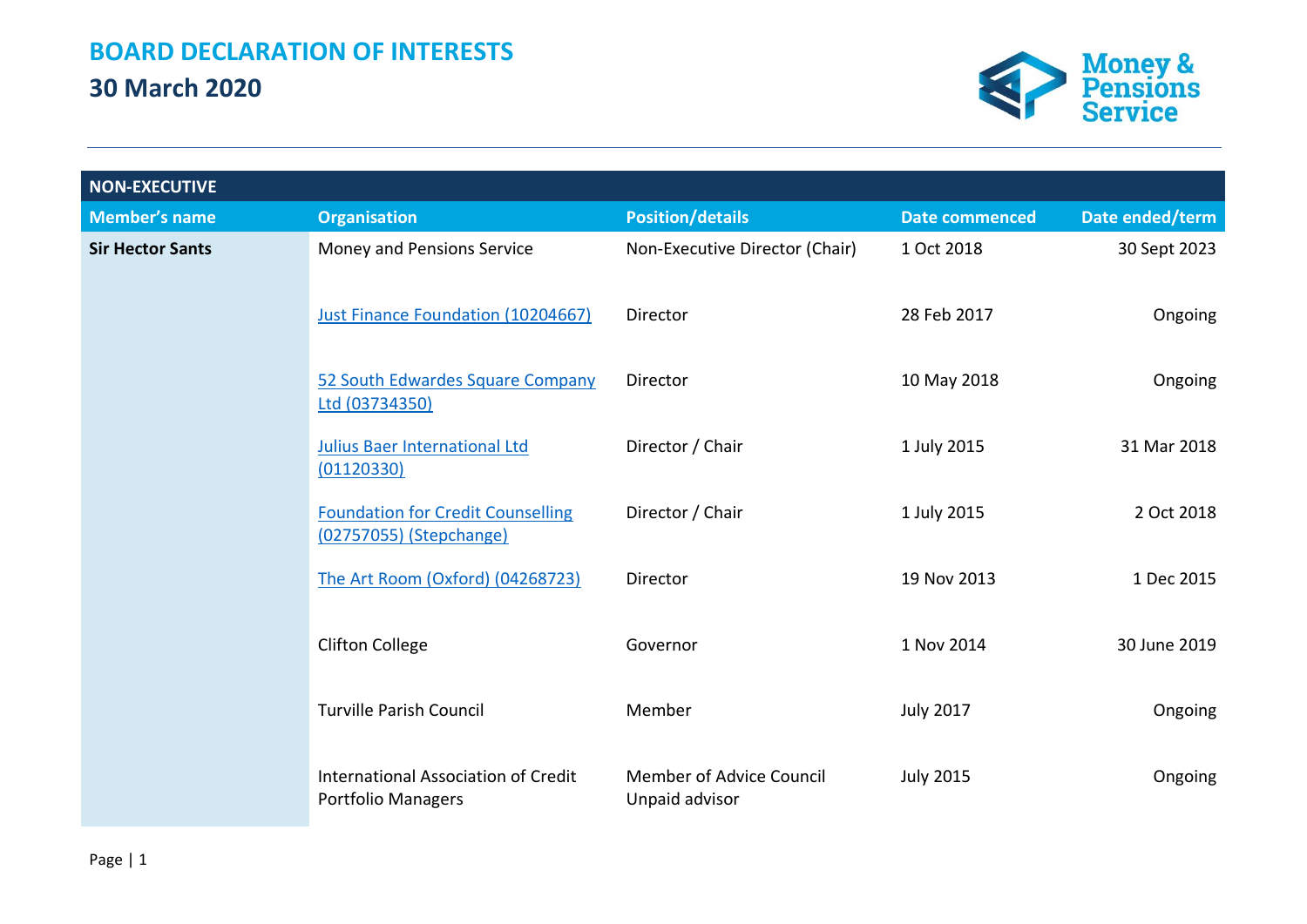# BOARD DECLARATION OF INTERESTS

## 30 March 2020

| NON-EXECUTIVE | | | | |
|---|---|---|---|---|
| **Member's name** | **Organisation** | **Position/details** | **Date commenced** | **Date ended/term** |
| **Sir Hector Sants** | Money and Pensions Service | Non-Executive Director (Chair) | 1 Oct 2018 | 30 Sept 2023 |
| | Just Finance Foundation (10204667) | Director | 28 Feb 2017 | Ongoing |
| | 52 South Edwardes Square Company Ltd (03734350) | Director | 10 May 2018 | Ongoing |
| | Julius Baer International Ltd (01120330) | Director / Chair | 1 July 2015 | 31 Mar 2018 |
| | Foundation for Credit Counselling (02757055) (Stepchange) | Director / Chair | 1 July 2015 | 2 Oct 2018 |
| | The Art Room (Oxford) (04268723) | Director | 19 Nov 2013 | 1 Dec 2015 |
| | Clifton College | Governor | 1 Nov 2014 | 30 June 2019 |
| | Turville Parish Council | Member | July 2017 | Ongoing |
| | International Association of Credit Portfolio Managers | Member of Advice Council Unpaid advisor | July 2015 | Ongoing |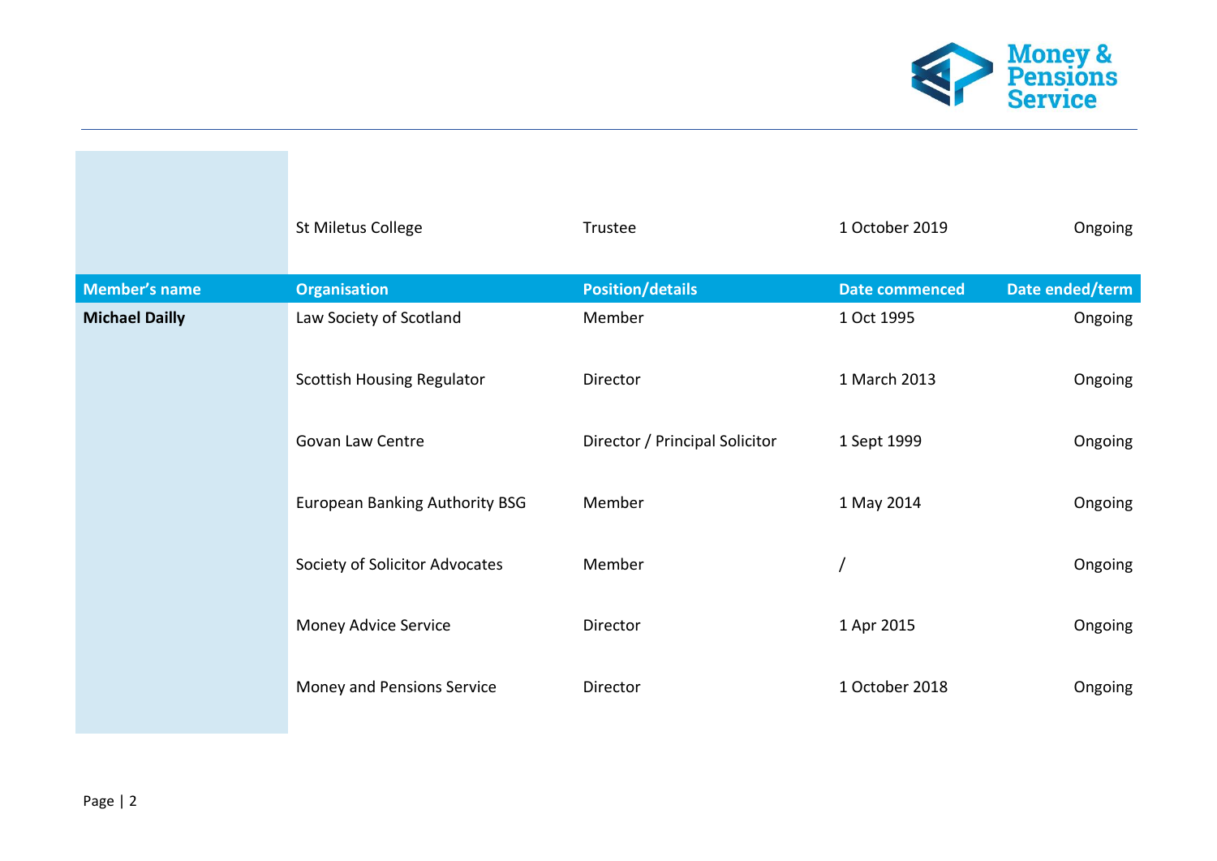| | St Miletus College | Trustee | 1 October 2019 | Ongoing |
|---|---|---|---|---|
| **Member's name** | **Organisation** | **Position/details** | **Date commenced** | **Date ended/term** |
| **Michael Dailly** | Law Society of Scotland | Member | 1 Oct 1995 | Ongoing |
| | Scottish Housing Regulator | Director | 1 March 2013 | Ongoing |
| | Govan Law Centre | Director / Principal Solicitor | 1 Sept 1999 | Ongoing |
| | European Banking Authority BSG | Member | 1 May 2014 | Ongoing |
| | Society of Solicitor Advocates | Member | / | Ongoing |
| | Money Advice Service | Director | 1 Apr 2015 | Ongoing |
| | Money and Pensions Service | Director | 1 October 2018 | Ongoing |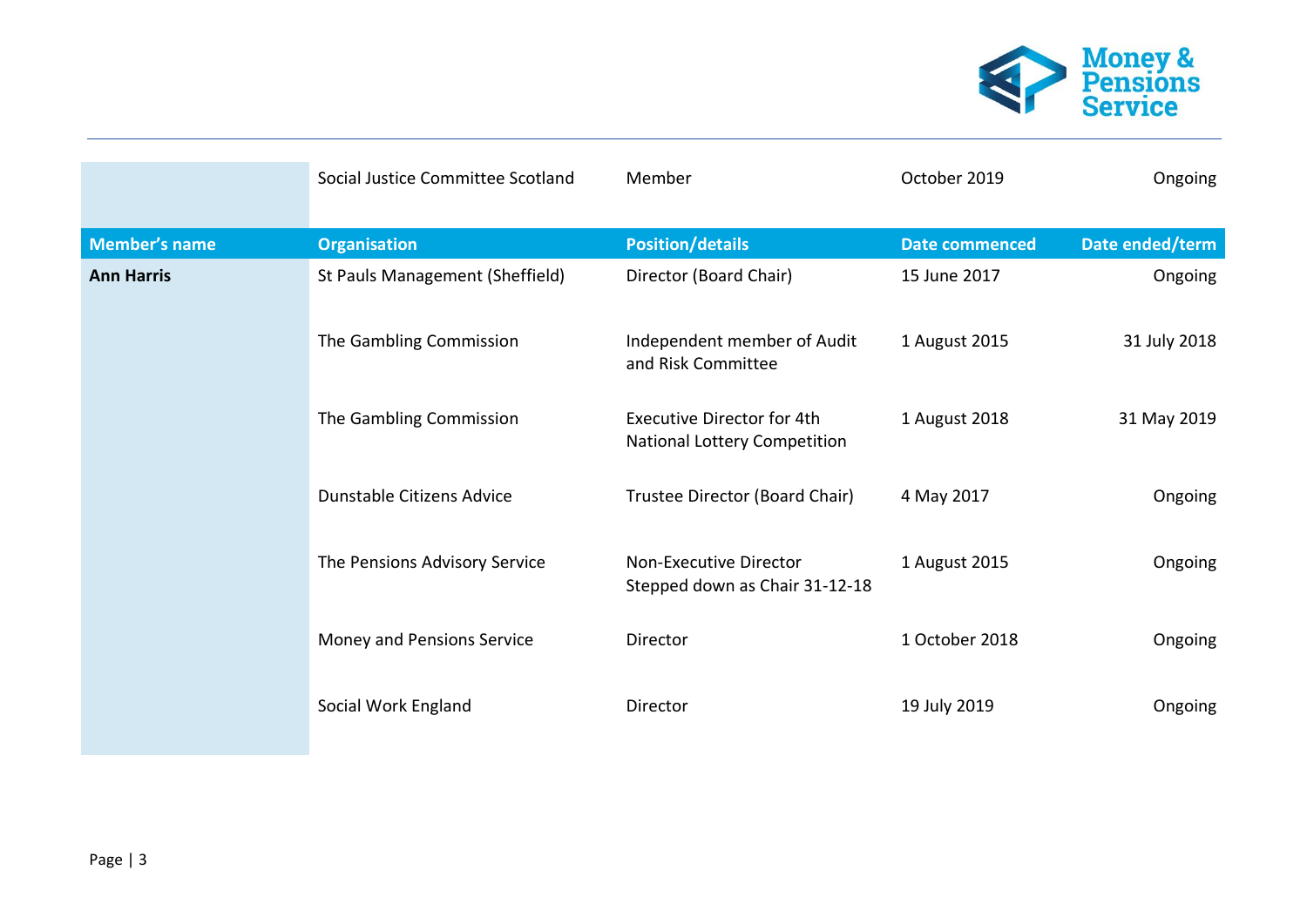| | Social Justice Committee Scotland | Member | October 2019 | Ongoing |
|---|---|---|---|---|
| **Member's name** | **Organisation** | **Position/details** | **Date commenced** | **Date ended/term** |
| **Ann Harris** | St Pauls Management (Sheffield) | Director (Board Chair) | 15 June 2017 | Ongoing |
| | The Gambling Commission | Independent member of Audit and Risk Committee | 1 August 2015 | 31 July 2018 |
| | The Gambling Commission | Executive Director for 4th National Lottery Competition | 1 August 2018 | 31 May 2019 |
| | Dunstable Citizens Advice | Trustee Director (Board Chair) | 4 May 2017 | Ongoing |
| | The Pensions Advisory Service | Non-Executive Director Stepped down as Chair 31-12-18 | 1 August 2015 | Ongoing |
| | Money and Pensions Service | Director | 1 October 2018 | Ongoing |
| | Social Work England | Director | 19 July 2019 | Ongoing |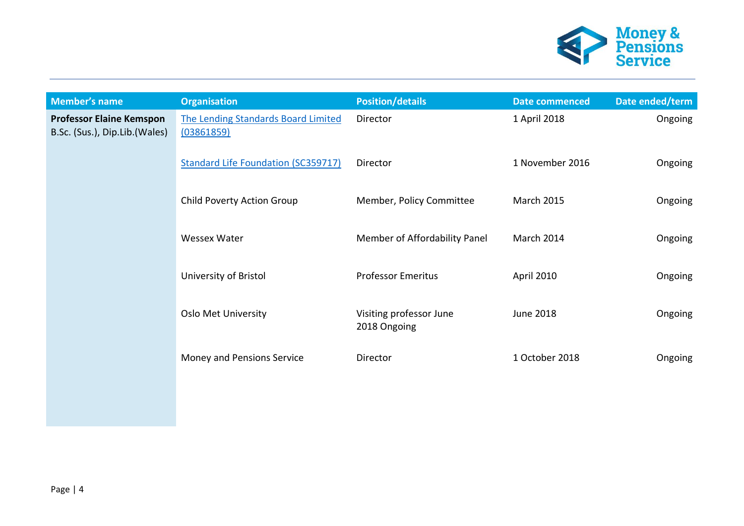| Member's name | Organisation | Position/details | Date commenced | Date ended/term |
|---|---|---|---|---|
| **Professor Elaine Kemspon** B.Sc. (Sus.), Dip.Lib.(Wales) | The Lending Standards Board Limited (03861859) | Director | 1 April 2018 | Ongoing |
| | Standard Life Foundation (SC359717) | Director | 1 November 2016 | Ongoing |
| | Child Poverty Action Group | Member, Policy Committee | March 2015 | Ongoing |
| | Wessex Water | Member of Affordability Panel | March 2014 | Ongoing |
| | University of Bristol | Professor Emeritus | April 2010 | Ongoing |
| | Oslo Met University | Visiting professor June 2018 Ongoing | June 2018 | Ongoing |
| | Money and Pensions Service | Director | 1 October 2018 | Ongoing |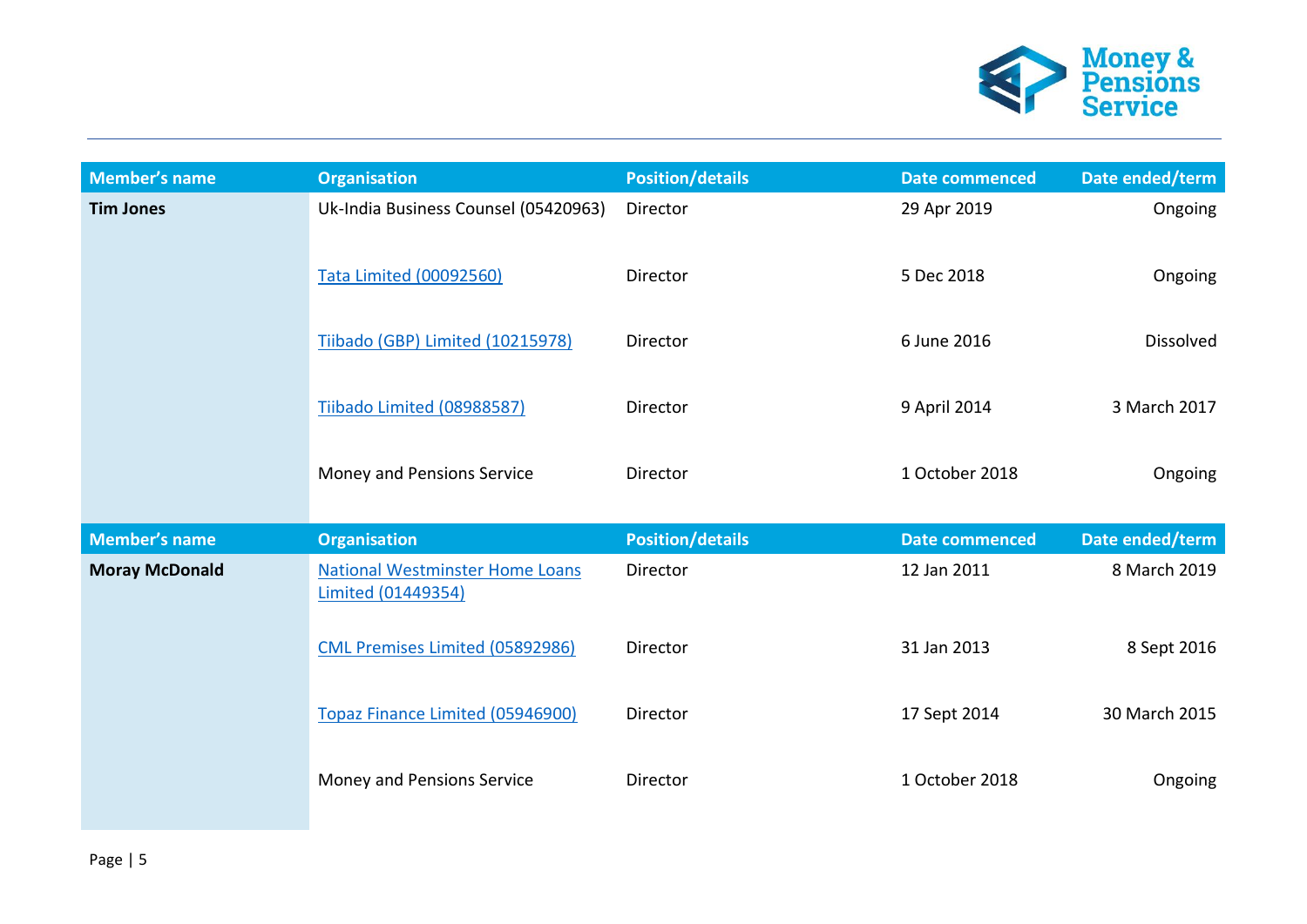| Member's name | Organisation | Position/details | Date commenced | Date ended/term |
|---|---|---|---|---|
| **Tim Jones** | Uk-India Business Counsel (05420963) | Director | 29 Apr 2019 | Ongoing |
| | Tata Limited (00092560) | Director | 5 Dec 2018 | Ongoing |
| | Tiibado (GBP) Limited (10215978) | Director | 6 June 2016 | Dissolved |
| | Tiibado Limited (08988587) | Director | 9 April 2014 | 3 March 2017 |
| | Money and Pensions Service | Director | 1 October 2018 | Ongoing |

| Member's name | Organisation | Position/details | Date commenced | Date ended/term |
|---|---|---|---|---|
| **Moray McDonald** | National Westminster Home Loans Limited (01449354) | Director | 12 Jan 2011 | 8 March 2019 |
| | CML Premises Limited (05892986) | Director | 31 Jan 2013 | 8 Sept 2016 |
| | Topaz Finance Limited (05946900) | Director | 17 Sept 2014 | 30 March 2015 |
| | Money and Pensions Service | Director | 1 October 2018 | Ongoing |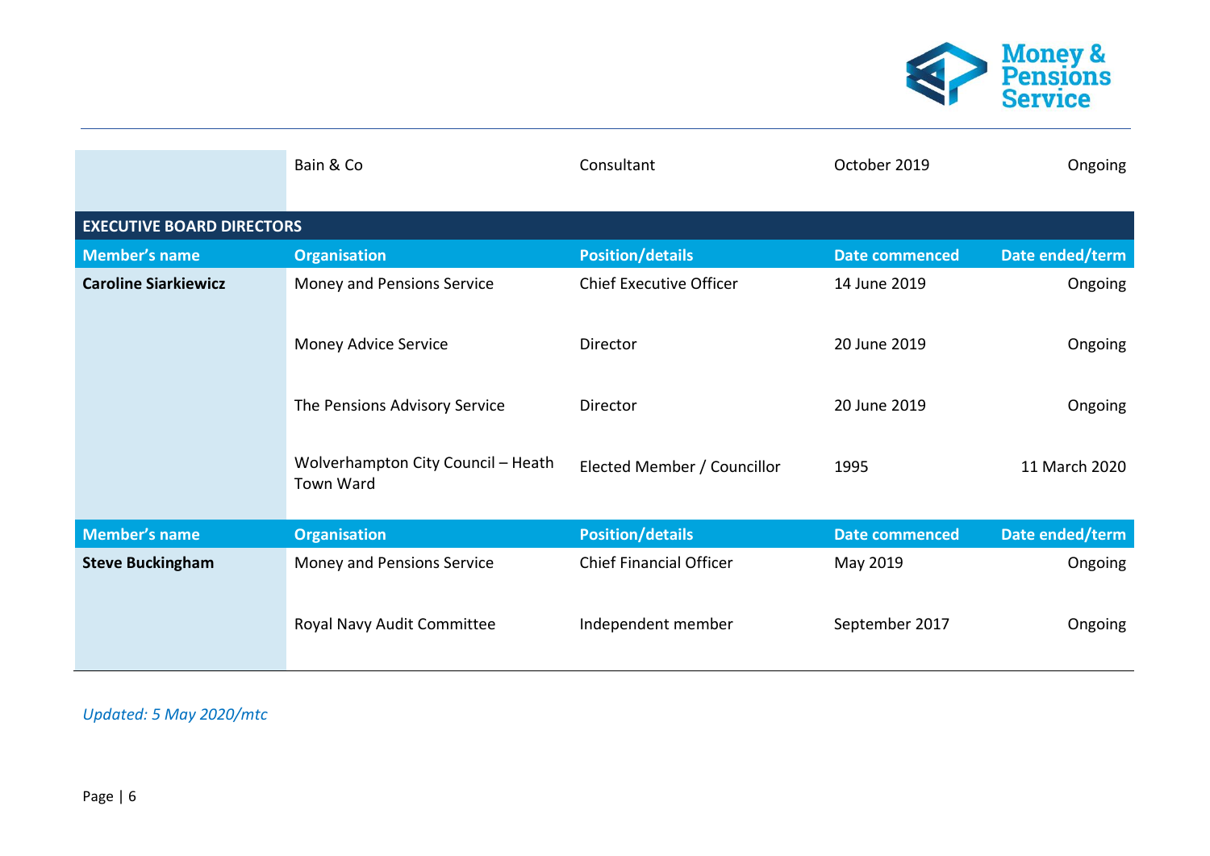| | | | | |
|---|---|---|---|---|
| | Bain & Co | Consultant | October 2019 | Ongoing |

**EXECUTIVE BOARD DIRECTORS**

| Member's name | Organisation | Position/details | Date commenced | Date ended/term |
|---|---|---|---|---|
| **Caroline Siarkiewicz** | Money and Pensions Service | Chief Executive Officer | 14 June 2019 | Ongoing |
| | Money Advice Service | Director | 20 June 2019 | Ongoing |
| | The Pensions Advisory Service | Director | 20 June 2019 | Ongoing |
| | Wolverhampton City Council – Heath Town Ward | Elected Member / Councillor | 1995 | 11 March 2020 |

| Member's name | Organisation | Position/details | Date commenced | Date ended/term |
|---|---|---|---|---|
| **Steve Buckingham** | Money and Pensions Service | Chief Financial Officer | May 2019 | Ongoing |
| | Royal Navy Audit Committee | Independent member | September 2017 | Ongoing |

*Updated: 5 May 2020/mtc*